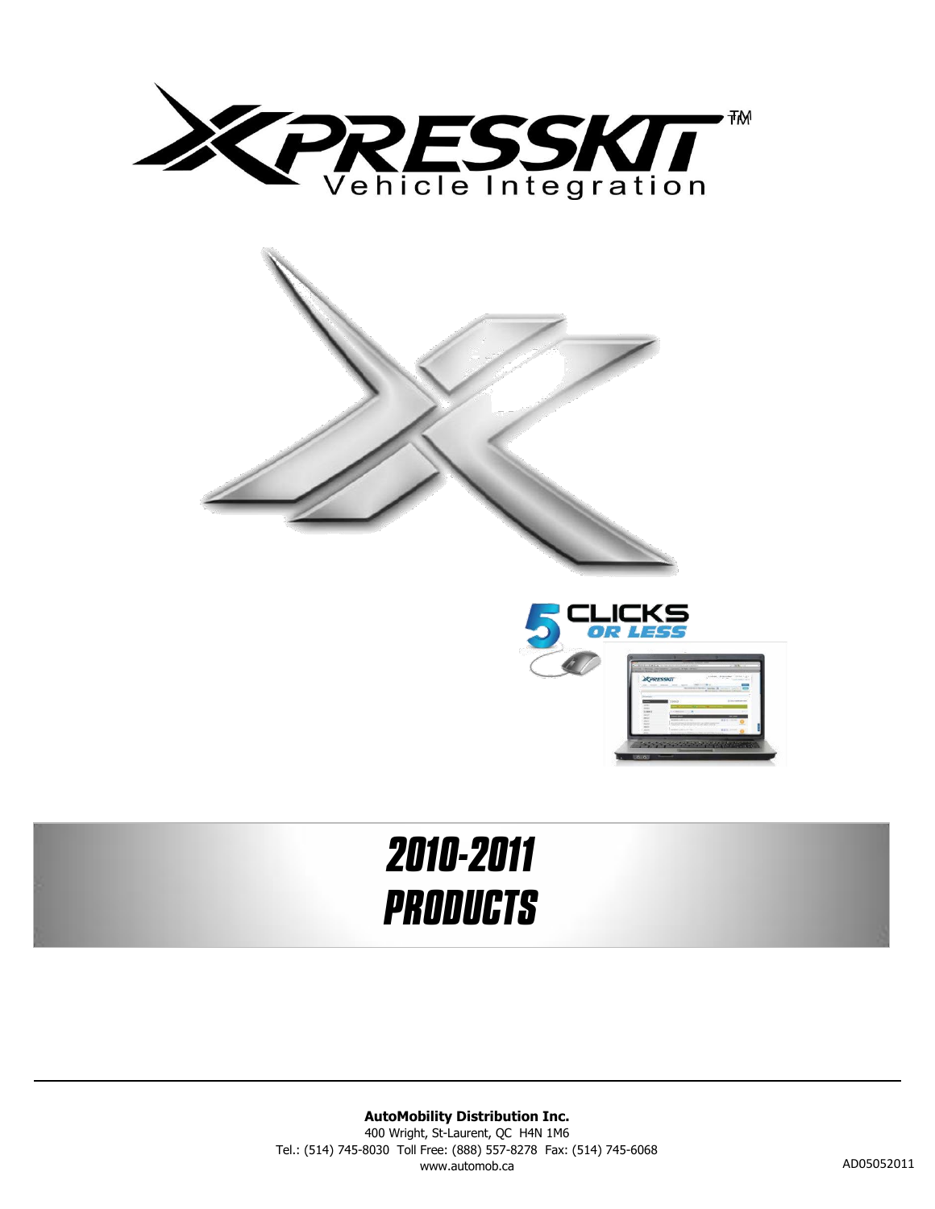# XPRESSKIT™

Vehicle Integration

5 CLICKS OR LESS

# 2010-2011 PRODUCTS

**AutoMobility Distribution Inc.**
400 Wright, St-Laurent, QC H4N 1M6
Tel.: (514) 745-8030 Toll Free: (888) 557-8278 Fax: (514) 745-6068
www.automob.ca

AD05052011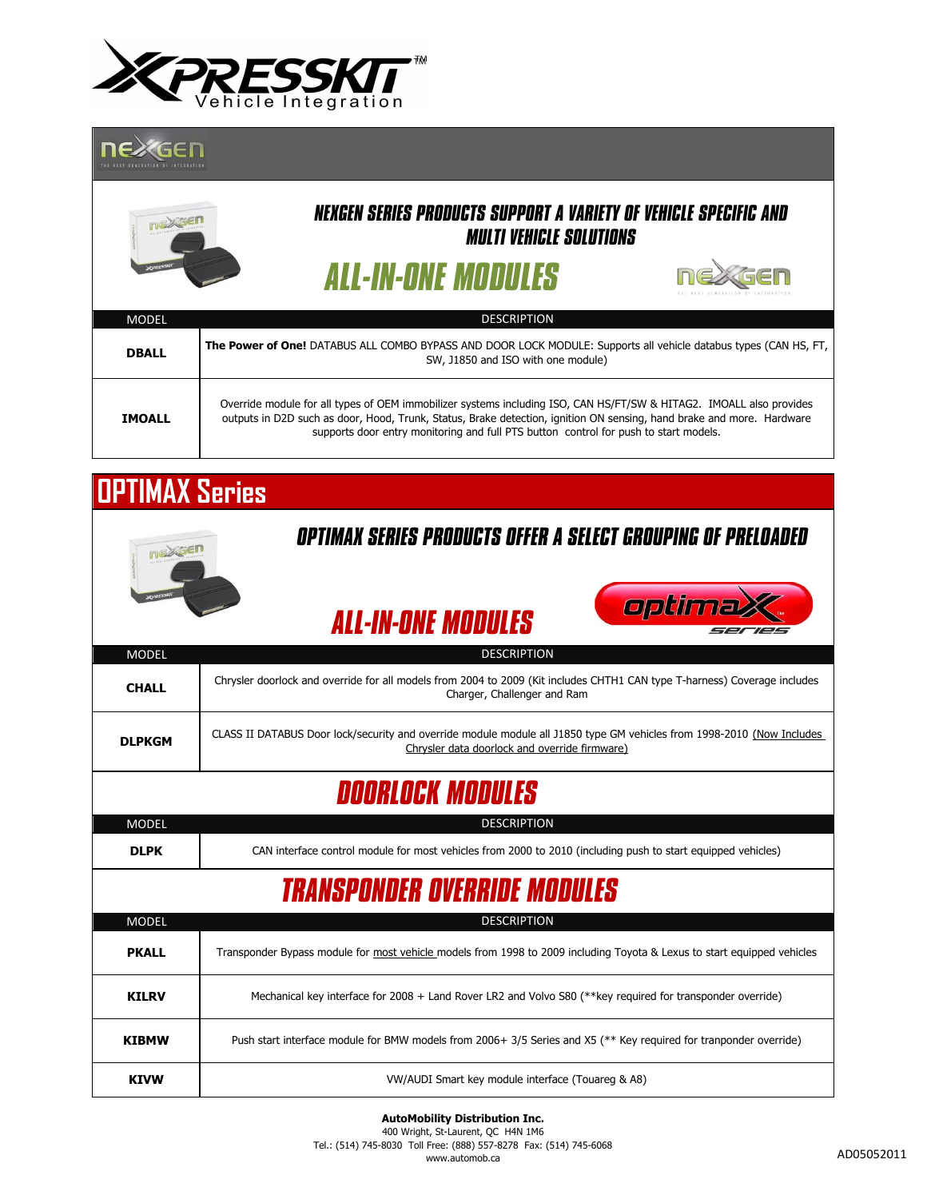# XPRESSKIT™ Vehicle Integration

## NEXGEN

### NEXGEN SERIES PRODUCTS SUPPORT A VARIETY OF VEHICLE SPECIFIC AND MULTI VEHICLE SOLUTIONS

### ALL-IN-ONE MODULES

| MODEL | DESCRIPTION |
|---|---|
| **DBALL** | **The Power of One!** DATABUS ALL COMBO BYPASS AND DOOR LOCK MODULE: Supports all vehicle databus types (CAN HS, FT, SW, J1850 and ISO with one module) |
| **IMOALL** | Override module for all types of OEM immobilizer systems including ISO, CAN HS/FT/SW & HITAG2. IMOALL also provides outputs in D2D such as door, Hood, Trunk, Status, Brake detection, ignition ON sensing, hand brake and more. Hardware supports door entry monitoring and full PTS button control for push to start models. |

## OPTIMAX Series

### OPTIMAX SERIES PRODUCTS OFFER A SELECT GROUPING OF PRELOADED

### ALL-IN-ONE MODULES

| MODEL | DESCRIPTION |
|---|---|
| **CHALL** | Chrysler doorlock and override for all models from 2004 to 2009 (Kit includes CTHT1 CAN type T-harness) Coverage includes Charger, Challenger and Ram |
| **DLPKGM** | CLASS II DATABUS Door lock/security and override module module all J1850 type GM vehicles from 1998-2010 (Now Includes Chrysler data doorlock and override firmware) |

### DOORLOCK MODULES

| MODEL | DESCRIPTION |
|---|---|
| **DLPK** | CAN interface control module for most vehicles from 2000 to 2010 (including push to start equipped vehicles) |

### TRANSPONDER OVERRIDE MODULES

| MODEL | DESCRIPTION |
|---|---|
| **PKALL** | Transponder Bypass module for most vehicle models from 1998 to 2009 including Toyota & Lexus to start equipped vehicles |
| **KILRV** | Mechanical key interface for 2008 + Land Rover LR2 and Volvo S80 (**key required for transponder override) |
| **KIBMW** | Push start interface module for BMW models from 2006+ 3/5 Series and X5 (** Key required for tranponder override) |
| **KIVW** | VW/AUDI Smart key module interface (Touareg & A8) |

**AutoMobility Distribution Inc.**
400 Wright, St-Laurent, QC H4N 1M6
Tel.: (514) 745-8030 Toll Free: (888) 557-8278 Fax: (514) 745-6068
www.automob.ca

AD05052011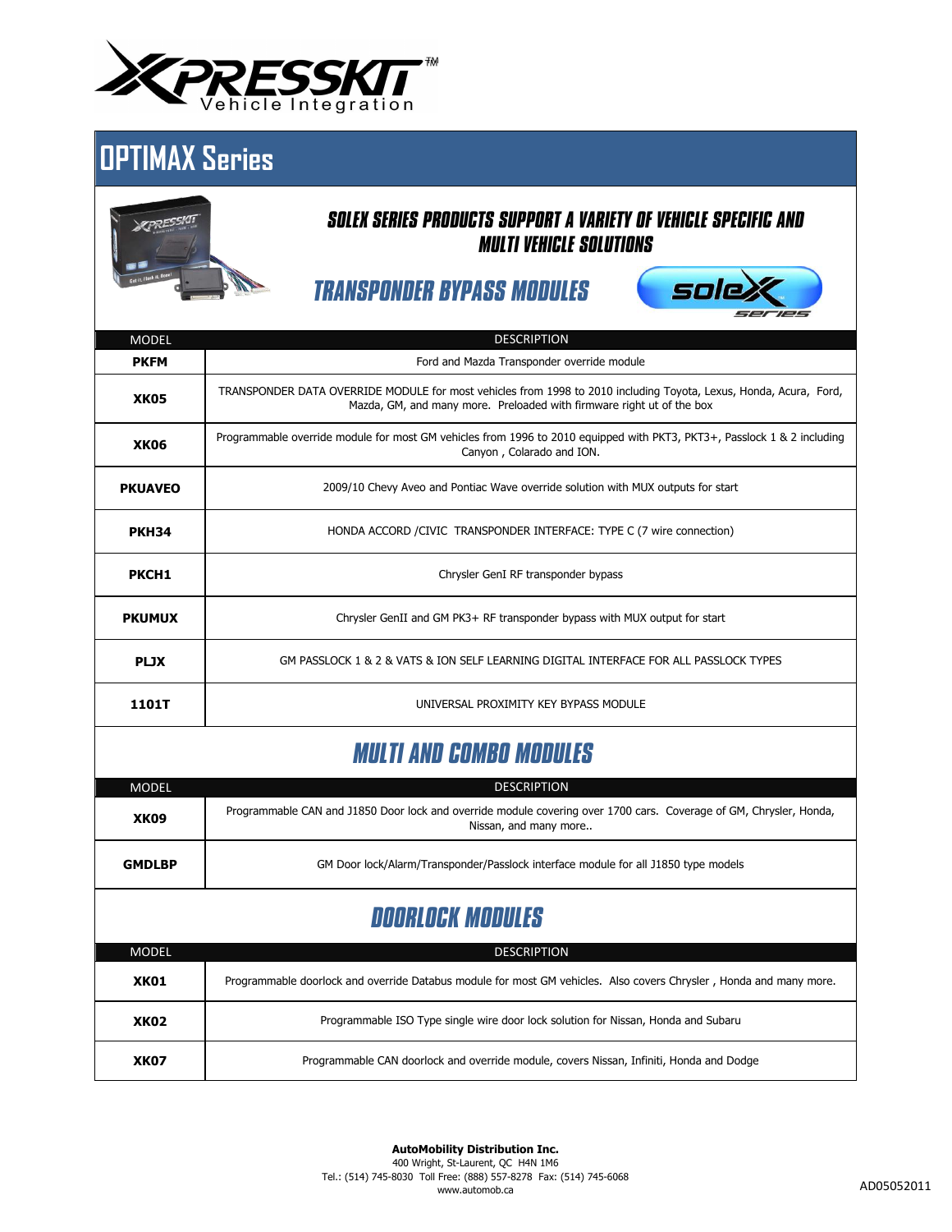XPRESSKIT™ Vehicle Integration

# OPTIMAX Series

## SOLEX SERIES PRODUCTS SUPPORT A VARIETY OF VEHICLE SPECIFIC AND MULTI VEHICLE SOLUTIONS

## TRANSPONDER BYPASS MODULES

solex series

| MODEL | DESCRIPTION |
|---|---|
| **PKFM** | Ford and Mazda Transponder override module |
| **XK05** | TRANSPONDER DATA OVERRIDE MODULE for most vehicles from 1998 to 2010 including Toyota, Lexus, Honda, Acura, Ford, Mazda, GM, and many more. Preloaded with firmware right ut of the box |
| **XK06** | Programmable override module for most GM vehicles from 1996 to 2010 equipped with PKT3, PKT3+, Passlock 1 & 2 including Canyon , Colarado and ION. |
| **PKUAVEO** | 2009/10 Chevy Aveo and Pontiac Wave override solution with MUX outputs for start |
| **PKH34** | HONDA ACCORD /CIVIC TRANSPONDER INTERFACE: TYPE C (7 wire connection) |
| **PKCH1** | Chrysler GenI RF transponder bypass |
| **PKUMUX** | Chrysler GenII and GM PK3+ RF transponder bypass with MUX output for start |
| **PLJX** | GM PASSLOCK 1 & 2 & VATS & ION SELF LEARNING DIGITAL INTERFACE FOR ALL PASSLOCK TYPES |
| **1101T** | UNIVERSAL PROXIMITY KEY BYPASS MODULE |

## MULTI AND COMBO MODULES

| MODEL | DESCRIPTION |
|---|---|
| **XK09** | Programmable CAN and J1850 Door lock and override module covering over 1700 cars. Coverage of GM, Chrysler, Honda, Nissan, and many more.. |
| **GMDLBP** | GM Door lock/Alarm/Transponder/Passlock interface module for all J1850 type models |

## DOORLOCK MODULES

| MODEL | DESCRIPTION |
|---|---|
| **XK01** | Programmable doorlock and override Databus module for most GM vehicles. Also covers Chrysler , Honda and many more. |
| **XK02** | Programmable ISO Type single wire door lock solution for Nissan, Honda and Subaru |
| **XK07** | Programmable CAN doorlock and override module, covers Nissan, Infiniti, Honda and Dodge |

**AutoMobility Distribution Inc.**
400 Wright, St-Laurent, QC H4N 1M6
Tel.: (514) 745-8030 Toll Free: (888) 557-8278 Fax: (514) 745-6068
www.automob.ca

AD05052011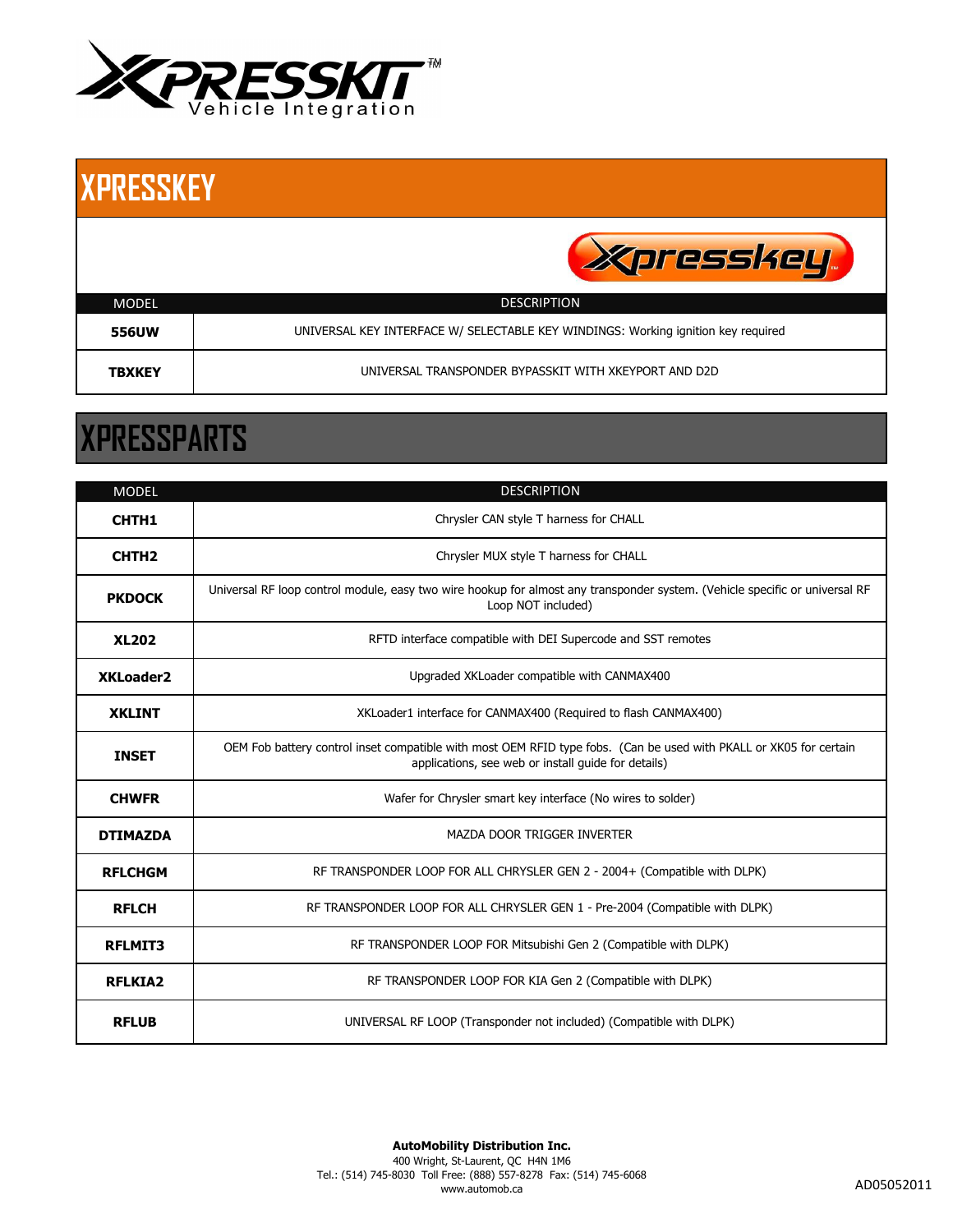# XPRESSKEY

| MODEL | DESCRIPTION |
|---|---|
| **556UW** | UNIVERSAL KEY INTERFACE W/ SELECTABLE KEY WINDINGS: Working ignition key required |
| **TBXKEY** | UNIVERSAL TRANSPONDER BYPASSKIT WITH XKEYPORT AND D2D |

# XPRESSPARTS

| MODEL | DESCRIPTION |
|---|---|
| **CHTH1** | Chrysler CAN style T harness for CHALL |
| **CHTH2** | Chrysler MUX style T harness for CHALL |
| **PKDOCK** | Universal RF loop control module, easy two wire hookup for almost any transponder system. (Vehicle specific or universal RF Loop NOT included) |
| **XL202** | RFTD interface compatible with DEI Supercode and SST remotes |
| **XKLoader2** | Upgraded XKLoader compatible with CANMAX400 |
| **XKLINT** | XKLoader1 interface for CANMAX400 (Required to flash CANMAX400) |
| **INSET** | OEM Fob battery control inset compatible with most OEM RFID type fobs. (Can be used with PKALL or XK05 for certain applications, see web or install guide for details) |
| **CHWFR** | Wafer for Chrysler smart key interface (No wires to solder) |
| **DTIMAZDA** | MAZDA DOOR TRIGGER INVERTER |
| **RFLCHGM** | RF TRANSPONDER LOOP FOR ALL CHRYSLER GEN 2 - 2004+ (Compatible with DLPK) |
| **RFLCH** | RF TRANSPONDER LOOP FOR ALL CHRYSLER GEN 1 - Pre-2004 (Compatible with DLPK) |
| **RFLMIT3** | RF TRANSPONDER LOOP FOR Mitsubishi Gen 2 (Compatible with DLPK) |
| **RFLKIA2** | RF TRANSPONDER LOOP FOR KIA Gen 2 (Compatible with DLPK) |
| **RFLUB** | UNIVERSAL RF LOOP (Transponder not included) (Compatible with DLPK) |

**AutoMobility Distribution Inc.**
400 Wright, St-Laurent, QC H4N 1M6
Tel.: (514) 745-8030 Toll Free: (888) 557-8278 Fax: (514) 745-6068
www.automob.ca

AD05052011